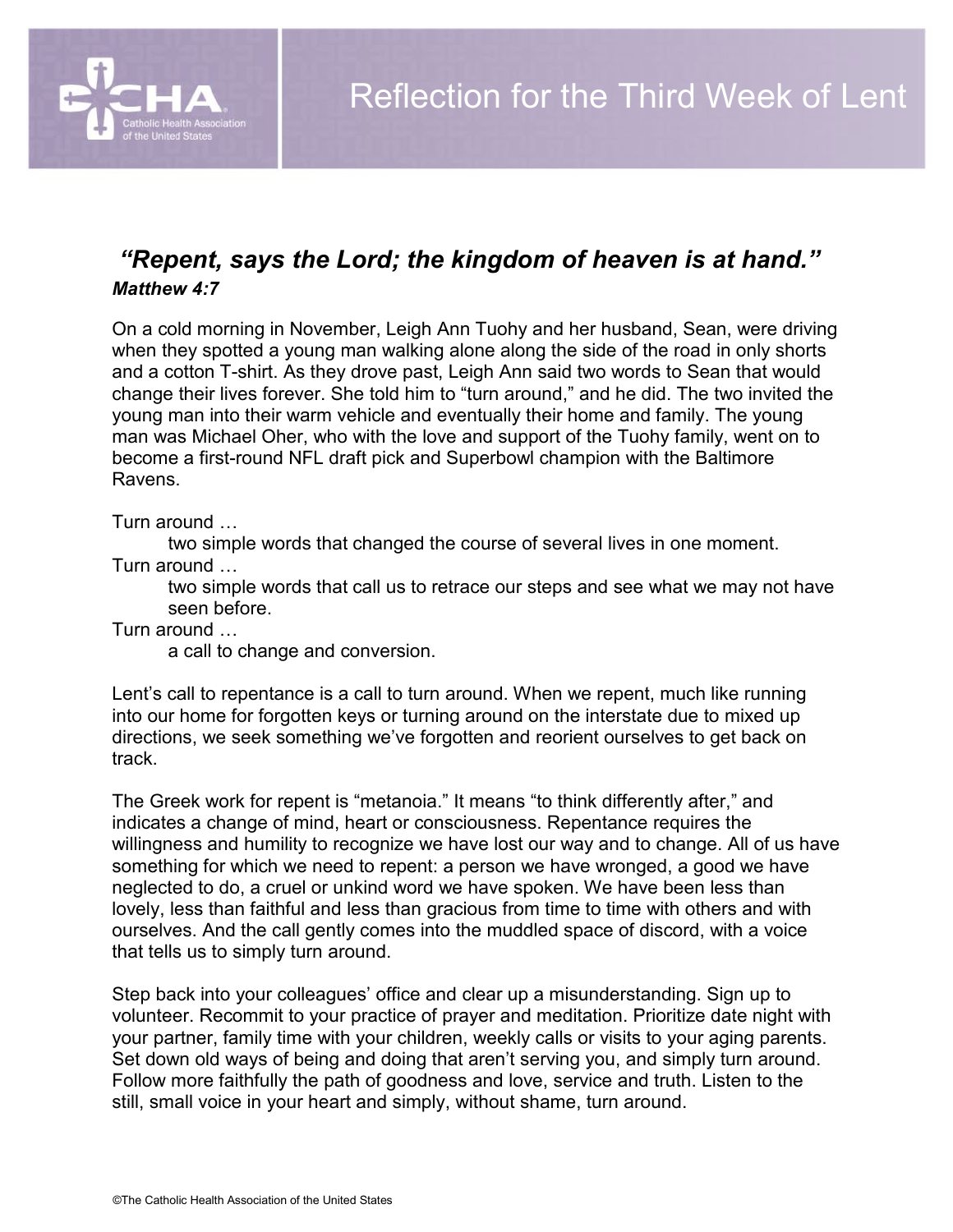# Reflection for the Third Week of Lent

***"Repent, says the Lord; the kingdom of heaven is at hand."***
***Matthew 4:7***

On a cold morning in November, Leigh Ann Tuohy and her husband, Sean, were driving when they spotted a young man walking alone along the side of the road in only shorts and a cotton T-shirt. As they drove past, Leigh Ann said two words to Sean that would change their lives forever. She told him to "turn around," and he did. The two invited the young man into their warm vehicle and eventually their home and family. The young man was Michael Oher, who with the love and support of the Tuohy family, went on to become a first-round NFL draft pick and Superbowl champion with the Baltimore Ravens.

Turn around …
&nbsp;&nbsp;&nbsp;&nbsp;two simple words that changed the course of several lives in one moment.
Turn around …
&nbsp;&nbsp;&nbsp;&nbsp;two simple words that call us to retrace our steps and see what we may not have seen before.
Turn around …
&nbsp;&nbsp;&nbsp;&nbsp;a call to change and conversion.

Lent's call to repentance is a call to turn around. When we repent, much like running into our home for forgotten keys or turning around on the interstate due to mixed up directions, we seek something we've forgotten and reorient ourselves to get back on track.

The Greek work for repent is "metanoia." It means "to think differently after," and indicates a change of mind, heart or consciousness. Repentance requires the willingness and humility to recognize we have lost our way and to change. All of us have something for which we need to repent: a person we have wronged, a good we have neglected to do, a cruel or unkind word we have spoken. We have been less than lovely, less than faithful and less than gracious from time to time with others and with ourselves. And the call gently comes into the muddled space of discord, with a voice that tells us to simply turn around.

Step back into your colleagues' office and clear up a misunderstanding. Sign up to volunteer. Recommit to your practice of prayer and meditation. Prioritize date night with your partner, family time with your children, weekly calls or visits to your aging parents. Set down old ways of being and doing that aren't serving you, and simply turn around. Follow more faithfully the path of goodness and love, service and truth. Listen to the still, small voice in your heart and simply, without shame, turn around.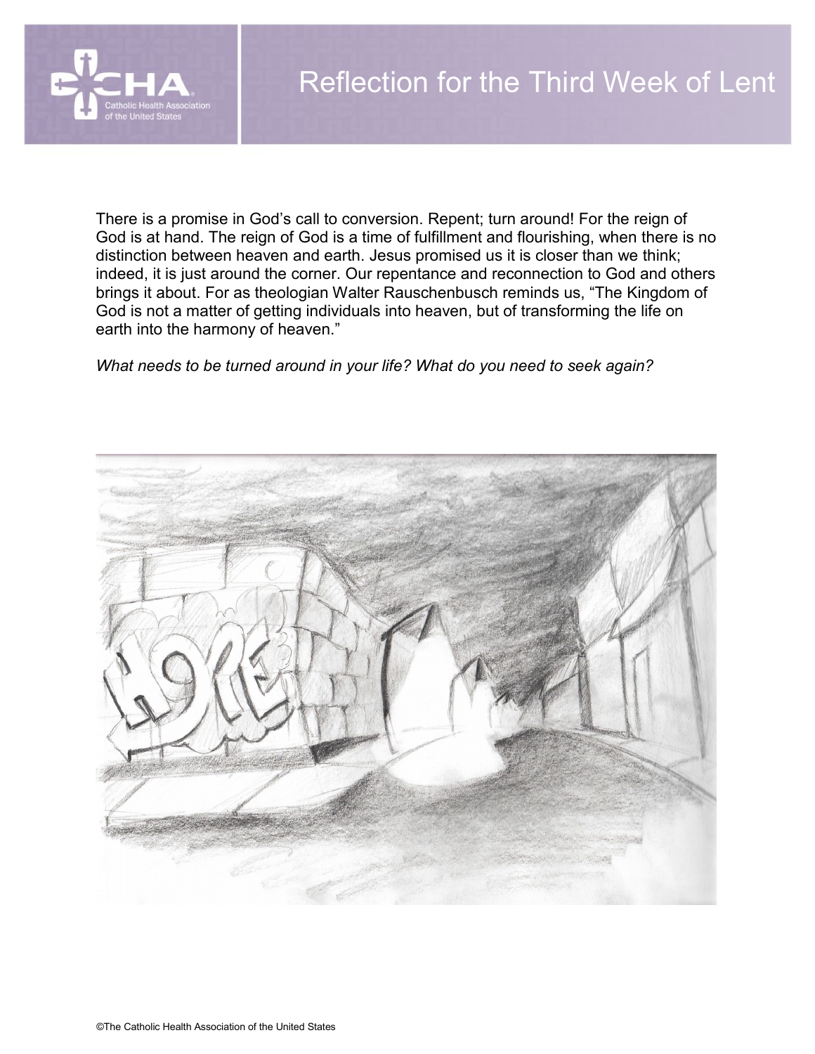# Reflection for the Third Week of Lent

There is a promise in God's call to conversion. Repent; turn around! For the reign of God is at hand. The reign of God is a time of fulfillment and flourishing, when there is no distinction between heaven and earth. Jesus promised us it is closer than we think; indeed, it is just around the corner. Our repentance and reconnection to God and others brings it about. For as theologian Walter Rauschenbusch reminds us, "The Kingdom of God is not a matter of getting individuals into heaven, but of transforming the life on earth into the harmony of heaven."

*What needs to be turned around in your life? What do you need to seek again?*